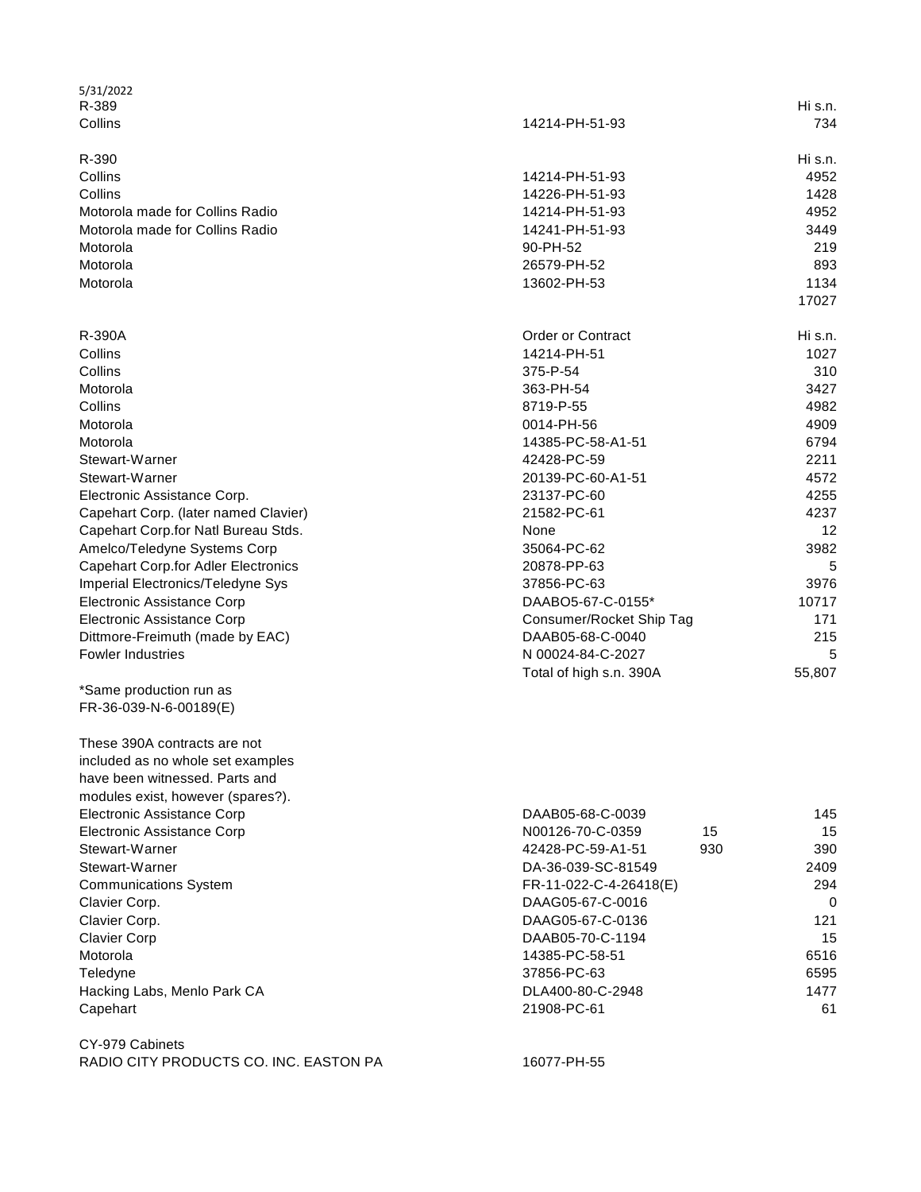5/31/2022

| R-389 | | Hi s.n. |
|---|---|---|
| Collins | 14214-PH-51-93 | 734 |

| R-390 | | Hi s.n. |
|---|---|---|
| Collins | 14214-PH-51-93 | 4952 |
| Collins | 14226-PH-51-93 | 1428 |
| Motorola made for Collins Radio | 14214-PH-51-93 | 4952 |
| Motorola made for Collins Radio | 14241-PH-51-93 | 3449 |
| Motorola | 90-PH-52 | 219 |
| Motorola | 26579-PH-52 | 893 |
| Motorola | 13602-PH-53 | 1134 |
| | | 17027 |

| R-390A | Order or Contract | Hi s.n. |
|---|---|---|
| Collins | 14214-PH-51 | 1027 |
| Collins | 375-P-54 | 310 |
| Motorola | 363-PH-54 | 3427 |
| Collins | 8719-P-55 | 4982 |
| Motorola | 0014-PH-56 | 4909 |
| Motorola | 14385-PC-58-A1-51 | 6794 |
| Stewart-Warner | 42428-PC-59 | 2211 |
| Stewart-Warner | 20139-PC-60-A1-51 | 4572 |
| Electronic Assistance Corp. | 23137-PC-60 | 4255 |
| Capehart Corp. (later named Clavier) | 21582-PC-61 | 4237 |
| Capehart Corp.for Natl Bureau Stds. | None | 12 |
| Amelco/Teledyne Systems Corp | 35064-PC-62 | 3982 |
| Capehart Corp.for Adler Electronics | 20878-PP-63 | 5 |
| Imperial Electronics/Teledyne Sys | 37856-PC-63 | 3976 |
| Electronic Assistance Corp | DAABO5-67-C-0155* | 10717 |
| Electronic Assistance Corp | Consumer/Rocket Ship Tag | 171 |
| Dittmore-Freimuth (made by EAC) | DAAB05-68-C-0040 | 215 |
| Fowler Industries | N 00024-84-C-2027 | 5 |
| | Total of high s.n. 390A | 55,807 |

*Same production run as FR-36-039-N-6-00189(E)

These 390A contracts are not included as no whole set examples have been witnessed. Parts and modules exist, however (spares?).

| | | | |
|---|---|---|---|
| Electronic Assistance Corp | DAAB05-68-C-0039 | | 145 |
| Electronic Assistance Corp | N00126-70-C-0359 | 15 | 15 |
| Stewart-Warner | 42428-PC-59-A1-51 | 930 | 390 |
| Stewart-Warner | DA-36-039-SC-81549 | | 2409 |
| Communications System | FR-11-022-C-4-26418(E) | | 294 |
| Clavier Corp. | DAAG05-67-C-0016 | | 0 |
| Clavier Corp. | DAAG05-67-C-0136 | | 121 |
| Clavier Corp | DAAB05-70-C-1194 | | 15 |
| Motorola | 14385-PC-58-51 | | 6516 |
| Teledyne | 37856-PC-63 | | 6595 |
| Hacking Labs, Menlo Park CA | DLA400-80-C-2948 | | 1477 |
| Capehart | 21908-PC-61 | | 61 |

| CY-979 Cabinets | |
|---|---|
| RADIO CITY PRODUCTS CO. INC. EASTON PA | 16077-PH-55 |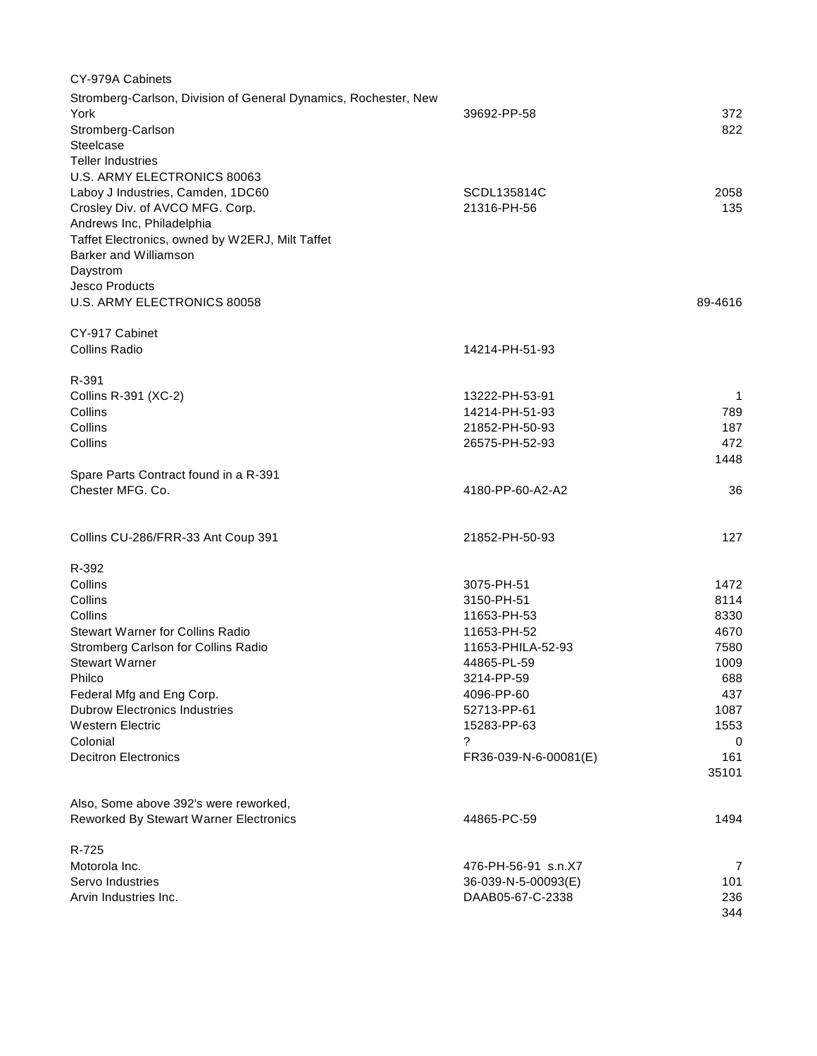| | | |
|---|---|---|
| CY-979A Cabinets | | |
| Stromberg-Carlson, Division of General Dynamics, Rochester, New York | 39692-PP-58 | 372 |
| Stromberg-Carlson | | 822 |
| Steelcase | | |
| Teller Industries | | |
| U.S. ARMY ELECTRONICS 80063 | | |
| Laboy J Industries, Camden, 1DC60 | SCDL135814C | 2058 |
| Crosley Div. of AVCO MFG. Corp. | 21316-PH-56 | 135 |
| Andrews Inc, Philadelphia | | |
| Taffet Electronics, owned by W2ERJ, Milt Taffet | | |
| Barker and Williamson | | |
| Daystrom | | |
| Jesco Products | | |
| U.S. ARMY ELECTRONICS 80058 | | 89-4616 |
| | | |
| CY-917 Cabinet | | |
| Collins Radio | 14214-PH-51-93 | |
| | | |
| R-391 | | |
| Collins R-391 (XC-2) | 13222-PH-53-91 | 1 |
| Collins | 14214-PH-51-93 | 789 |
| Collins | 21852-PH-50-93 | 187 |
| Collins | 26575-PH-52-93 | 472 |
| | | 1448 |
| Spare Parts Contract found in a R-391 | | |
| Chester MFG. Co. | 4180-PP-60-A2-A2 | 36 |
| | | |
| Collins CU-286/FRR-33 Ant Coup 391 | 21852-PH-50-93 | 127 |
| | | |
| R-392 | | |
| Collins | 3075-PH-51 | 1472 |
| Collins | 3150-PH-51 | 8114 |
| Collins | 11653-PH-53 | 8330 |
| Stewart Warner for Collins Radio | 11653-PH-52 | 4670 |
| Stromberg Carlson for Collins Radio | 11653-PHILA-52-93 | 7580 |
| Stewart Warner | 44865-PL-59 | 1009 |
| Philco | 3214-PP-59 | 688 |
| Federal Mfg and Eng Corp. | 4096-PP-60 | 437 |
| Dubrow Electronics Industries | 52713-PP-61 | 1087 |
| Western Electric | 15283-PP-63 | 1553 |
| Colonial | ? | 0 |
| Decitron Electronics | FR36-039-N-6-00081(E) | 161 |
| | | 35101 |
| | | |
| Also, Some above 392's were reworked, | | |
| Reworked By Stewart Warner Electronics | 44865-PC-59 | 1494 |
| | | |
| R-725 | | |
| Motorola Inc. | 476-PH-56-91 s.n.X7 | 7 |
| Servo Industries | 36-039-N-5-00093(E) | 101 |
| Arvin Industries Inc. | DAAB05-67-C-2338 | 236 |
| | | 344 |